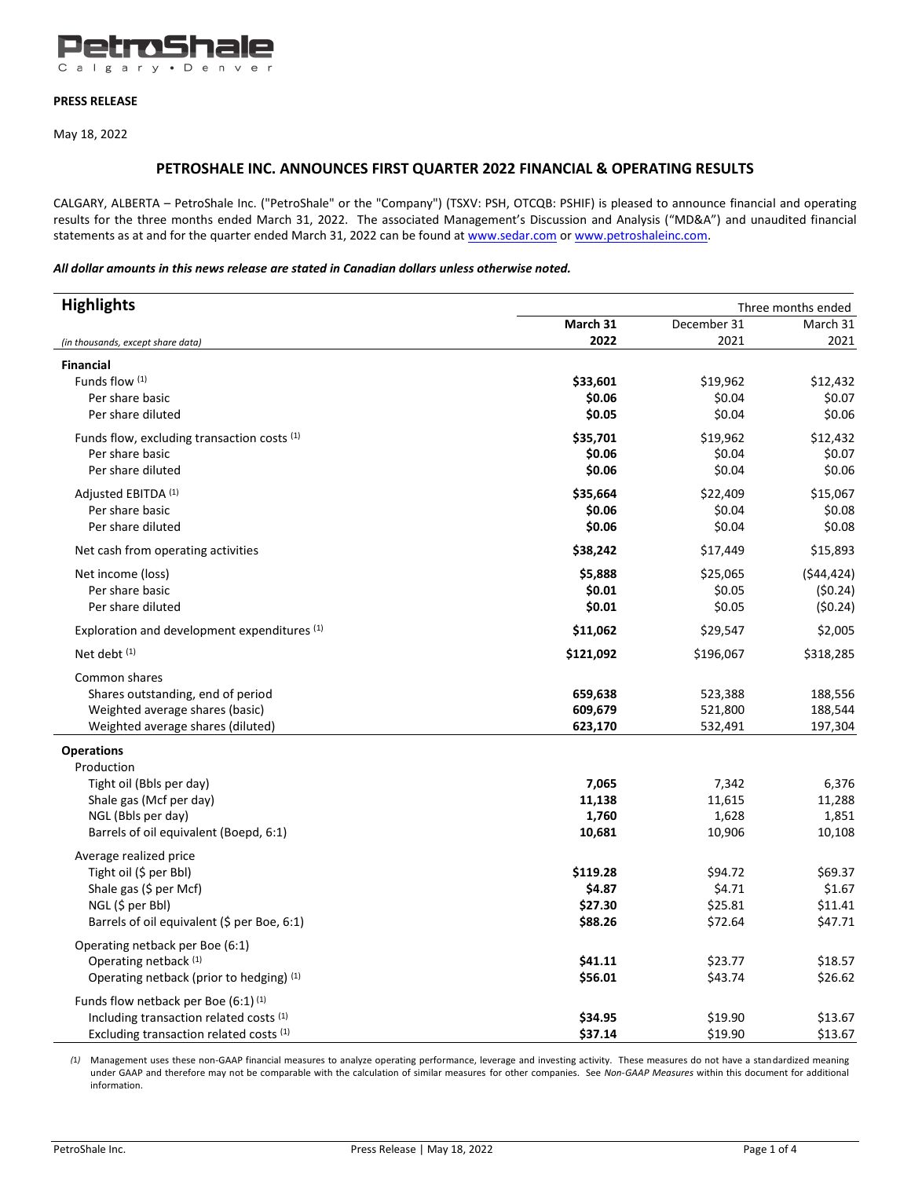PetroShale
Calgary • Denver

**PRESS RELEASE**

May 18, 2022

## PETROSHALE INC. ANNOUNCES FIRST QUARTER 2022 FINANCIAL & OPERATING RESULTS

CALGARY, ALBERTA – PetroShale Inc. ("PetroShale" or the "Company") (TSXV: PSH, OTCQB: PSHIF) is pleased to announce financial and operating results for the three months ended March 31, 2022. The associated Management's Discussion and Analysis ("MD&A") and unaudited financial statements as at and for the quarter ended March 31, 2022 can be found at www.sedar.com or www.petroshaleinc.com.

***All dollar amounts in this news release are stated in Canadian dollars unless otherwise noted.***

| **Highlights** | Three months ended | | |
|---|---|---|---|
| *(in thousands, except share data)* | **March 31 2022** | December 31 2021 | March 31 2021 |
| **Financial** | | | |
| Funds flow [(1)] | **$33,601** | $19,962 | $12,432 |
| Per share basic | **$0.06** | $0.04 | $0.07 |
| Per share diluted | **$0.05** | $0.04 | $0.06 |
| Funds flow, excluding transaction costs [(1)] | **$35,701** | $19,962 | $12,432 |
| Per share basic | **$0.06** | $0.04 | $0.07 |
| Per share diluted | **$0.06** | $0.04 | $0.06 |
| Adjusted EBITDA [(1)] | **$35,664** | $22,409 | $15,067 |
| Per share basic | **$0.06** | $0.04 | $0.08 |
| Per share diluted | **$0.06** | $0.04 | $0.08 |
| Net cash from operating activities | **$38,242** | $17,449 | $15,893 |
| Net income (loss) | **$5,888** | $25,065 | ($44,424) |
| Per share basic | **$0.01** | $0.05 | ($0.24) |
| Per share diluted | **$0.01** | $0.05 | ($0.24) |
| Exploration and development expenditures [(1)] | **$11,062** | $29,547 | $2,005 |
| Net debt [(1)] | **$121,092** | $196,067 | $318,285 |
| Common shares | | | |
| Shares outstanding, end of period | **659,638** | 523,388 | 188,556 |
| Weighted average shares (basic) | **609,679** | 521,800 | 188,544 |
| Weighted average shares (diluted) | **623,170** | 532,491 | 197,304 |
| **Operations** | | | |
| Production | | | |
| Tight oil (Bbls per day) | **7,065** | 7,342 | 6,376 |
| Shale gas (Mcf per day) | **11,138** | 11,615 | 11,288 |
| NGL (Bbls per day) | **1,760** | 1,628 | 1,851 |
| Barrels of oil equivalent (Boepd, 6:1) | **10,681** | 10,906 | 10,108 |
| Average realized price | | | |
| Tight oil ($ per Bbl) | **$119.28** | $94.72 | $69.37 |
| Shale gas ($ per Mcf) | **$4.87** | $4.71 | $1.67 |
| NGL ($ per Bbl) | **$27.30** | $25.81 | $11.41 |
| Barrels of oil equivalent ($ per Boe, 6:1) | **$88.26** | $72.64 | $47.71 |
| Operating netback per Boe (6:1) | | | |
| Operating netback [(1)] | **$41.11** | $23.77 | $18.57 |
| Operating netback (prior to hedging) [(1)] | **$56.01** | $43.74 | $26.62 |
| Funds flow netback per Boe (6:1) [(1)] | | | |
| Including transaction related costs [(1)] | **$34.95** | $19.90 | $13.67 |
| Excluding transaction related costs [(1)] | **$37.14** | $19.90 | $13.67 |

*(1)* Management uses these non-GAAP financial measures to analyze operating performance, leverage and investing activity. These measures do not have a standardized meaning under GAAP and therefore may not be comparable with the calculation of similar measures for other companies. See *Non-GAAP Measures* within this document for additional information.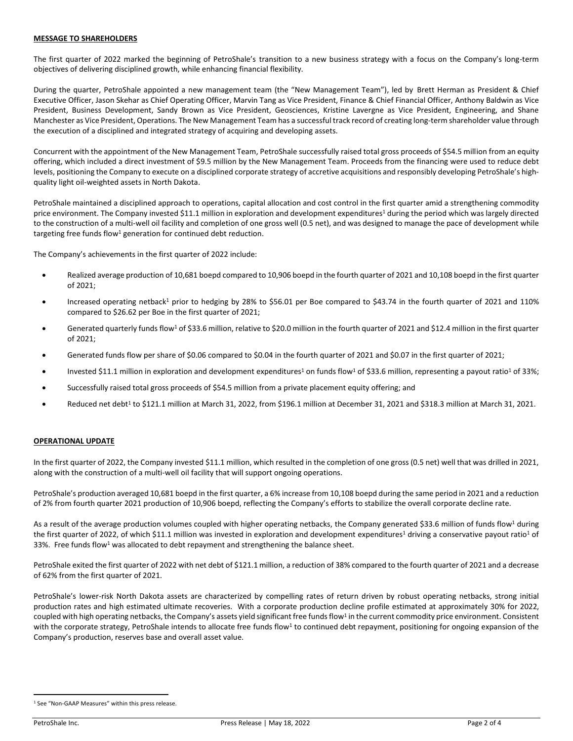**MESSAGE TO SHAREHOLDERS**

The first quarter of 2022 marked the beginning of PetroShale's transition to a new business strategy with a focus on the Company's long-term objectives of delivering disciplined growth, while enhancing financial flexibility.

During the quarter, PetroShale appointed a new management team (the "New Management Team"), led by Brett Herman as President & Chief Executive Officer, Jason Skehar as Chief Operating Officer, Marvin Tang as Vice President, Finance & Chief Financial Officer, Anthony Baldwin as Vice President, Business Development, Sandy Brown as Vice President, Geosciences, Kristine Lavergne as Vice President, Engineering, and Shane Manchester as Vice President, Operations. The New Management Team has a successful track record of creating long-term shareholder value through the execution of a disciplined and integrated strategy of acquiring and developing assets.

Concurrent with the appointment of the New Management Team, PetroShale successfully raised total gross proceeds of $54.5 million from an equity offering, which included a direct investment of $9.5 million by the New Management Team. Proceeds from the financing were used to reduce debt levels, positioning the Company to execute on a disciplined corporate strategy of accretive acquisitions and responsibly developing PetroShale's high-quality light oil-weighted assets in North Dakota.

PetroShale maintained a disciplined approach to operations, capital allocation and cost control in the first quarter amid a strengthening commodity price environment. The Company invested $11.1 million in exploration and development expenditures[1] during the period which was largely directed to the construction of a multi-well oil facility and completion of one gross well (0.5 net), and was designed to manage the pace of development while targeting free funds flow[1] generation for continued debt reduction.

The Company's achievements in the first quarter of 2022 include:

- Realized average production of 10,681 boepd compared to 10,906 boepd in the fourth quarter of 2021 and 10,108 boepd in the first quarter of 2021;
- Increased operating netback[1] prior to hedging by 28% to $56.01 per Boe compared to $43.74 in the fourth quarter of 2021 and 110% compared to $26.62 per Boe in the first quarter of 2021;
- Generated quarterly funds flow[1] of $33.6 million, relative to $20.0 million in the fourth quarter of 2021 and $12.4 million in the first quarter of 2021;
- Generated funds flow per share of $0.06 compared to $0.04 in the fourth quarter of 2021 and $0.07 in the first quarter of 2021;
- Invested $11.1 million in exploration and development expenditures[1] on funds flow[1] of $33.6 million, representing a payout ratio[1] of 33%;
- Successfully raised total gross proceeds of $54.5 million from a private placement equity offering; and
- Reduced net debt[1] to $121.1 million at March 31, 2022, from $196.1 million at December 31, 2021 and $318.3 million at March 31, 2021.

**OPERATIONAL UPDATE**

In the first quarter of 2022, the Company invested $11.1 million, which resulted in the completion of one gross (0.5 net) well that was drilled in 2021, along with the construction of a multi-well oil facility that will support ongoing operations.

PetroShale's production averaged 10,681 boepd in the first quarter, a 6% increase from 10,108 boepd during the same period in 2021 and a reduction of 2% from fourth quarter 2021 production of 10,906 boepd, reflecting the Company's efforts to stabilize the overall corporate decline rate.

As a result of the average production volumes coupled with higher operating netbacks, the Company generated $33.6 million of funds flow[1] during the first quarter of 2022, of which $11.1 million was invested in exploration and development expenditures[1] driving a conservative payout ratio[1] of 33%. Free funds flow[1] was allocated to debt repayment and strengthening the balance sheet.

PetroShale exited the first quarter of 2022 with net debt of $121.1 million, a reduction of 38% compared to the fourth quarter of 2021 and a decrease of 62% from the first quarter of 2021.

PetroShale's lower-risk North Dakota assets are characterized by compelling rates of return driven by robust operating netbacks, strong initial production rates and high estimated ultimate recoveries. With a corporate production decline profile estimated at approximately 30% for 2022, coupled with high operating netbacks, the Company's assets yield significant free funds flow[1] in the current commodity price environment. Consistent with the corporate strategy, PetroShale intends to allocate free funds flow[1] to continued debt repayment, positioning for ongoing expansion of the Company's production, reserves base and overall asset value.

[1] See "Non-GAAP Measures" within this press release.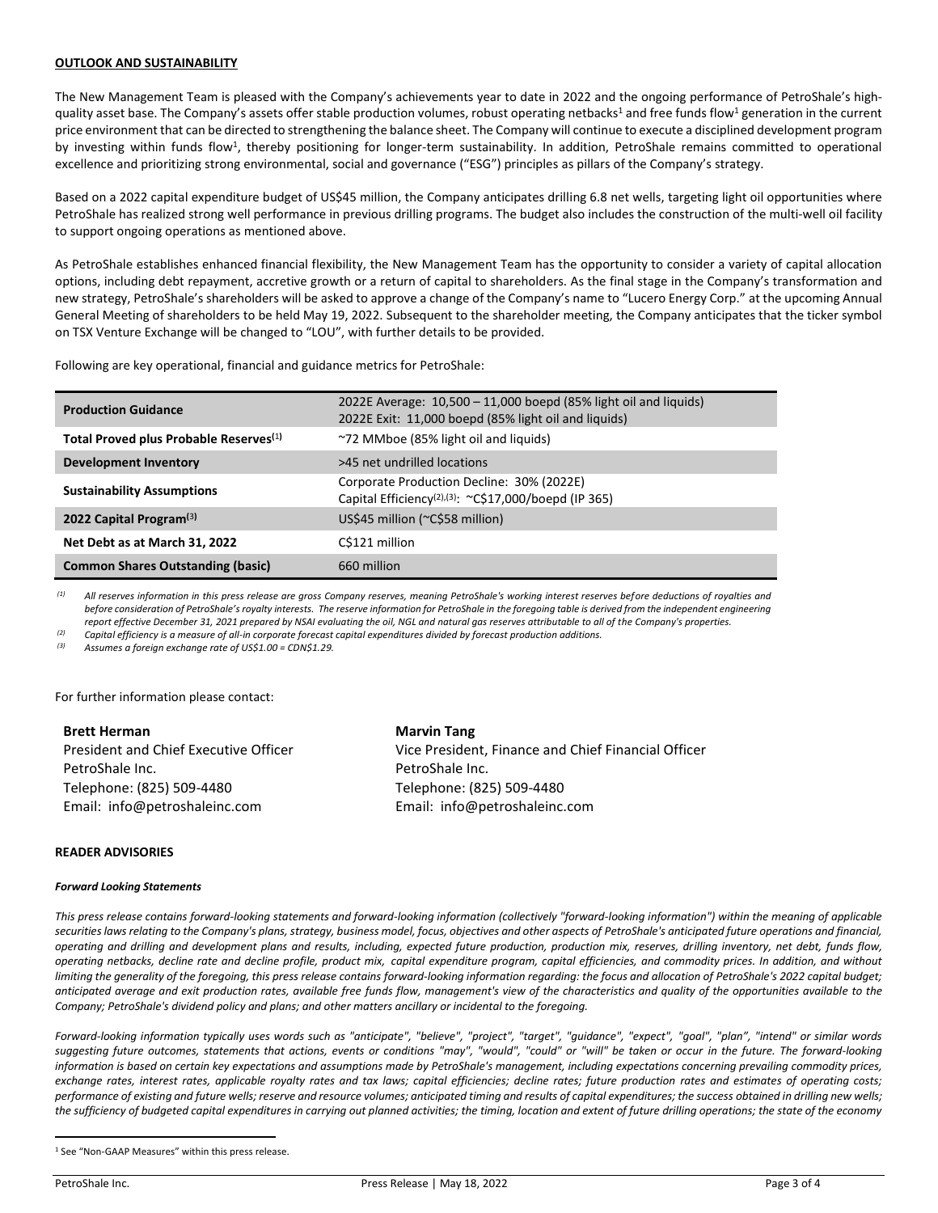**OUTLOOK AND SUSTAINABILITY**

The New Management Team is pleased with the Company's achievements year to date in 2022 and the ongoing performance of PetroShale's high-quality asset base. The Company's assets offer stable production volumes, robust operating netbacks[1] and free funds flow[1] generation in the current price environment that can be directed to strengthening the balance sheet. The Company will continue to execute a disciplined development program by investing within funds flow[1], thereby positioning for longer-term sustainability. In addition, PetroShale remains committed to operational excellence and prioritizing strong environmental, social and governance ("ESG") principles as pillars of the Company's strategy.

Based on a 2022 capital expenditure budget of US$45 million, the Company anticipates drilling 6.8 net wells, targeting light oil opportunities where PetroShale has realized strong well performance in previous drilling programs. The budget also includes the construction of the multi-well oil facility to support ongoing operations as mentioned above.

As PetroShale establishes enhanced financial flexibility, the New Management Team has the opportunity to consider a variety of capital allocation options, including debt repayment, accretive growth or a return of capital to shareholders. As the final stage in the Company's transformation and new strategy, PetroShale's shareholders will be asked to approve a change of the Company's name to "Lucero Energy Corp." at the upcoming Annual General Meeting of shareholders to be held May 19, 2022. Subsequent to the shareholder meeting, the Company anticipates that the ticker symbol on TSX Venture Exchange will be changed to "LOU", with further details to be provided.

Following are key operational, financial and guidance metrics for PetroShale:

| | |
|---|---|
| **Production Guidance** | 2022E Average: 10,500 – 11,000 boepd (85% light oil and liquids)<br>2022E Exit: 11,000 boepd (85% light oil and liquids) |
| **Total Proved plus Probable Reserves(1)** | ~72 MMboe (85% light oil and liquids) |
| **Development Inventory** | >45 net undrilled locations |
| **Sustainability Assumptions** | Corporate Production Decline: 30% (2022E)<br>Capital Efficiency(2),(3): ~C$17,000/boepd (IP 365) |
| **2022 Capital Program(3)** | US$45 million (~C$58 million) |
| **Net Debt as at March 31, 2022** | C$121 million |
| **Common Shares Outstanding (basic)** | 660 million |

*(1) All reserves information in this press release are gross Company reserves, meaning PetroShale's working interest reserves before deductions of royalties and before consideration of PetroShale's royalty interests. The reserve information for PetroShale in the foregoing table is derived from the independent engineering report effective December 31, 2021 prepared by NSAI evaluating the oil, NGL and natural gas reserves attributable to all of the Company's properties.*

*(2) Capital efficiency is a measure of all-in corporate forecast capital expenditures divided by forecast production additions.*

*(3) Assumes a foreign exchange rate of US$1.00 = CDN$1.29.*

For further information please contact:

**Brett Herman**
President and Chief Executive Officer
PetroShale Inc.
Telephone: (825) 509-4480
Email: info@petroshaleinc.com

**Marvin Tang**
Vice President, Finance and Chief Financial Officer
PetroShale Inc.
Telephone: (825) 509-4480
Email: info@petroshaleinc.com

**READER ADVISORIES**

***Forward Looking Statements***

*This press release contains forward-looking statements and forward-looking information (collectively "forward-looking information") within the meaning of applicable securities laws relating to the Company's plans, strategy, business model, focus, objectives and other aspects of PetroShale's anticipated future operations and financial, operating and drilling and development plans and results, including, expected future production, production mix, reserves, drilling inventory, net debt, funds flow, operating netbacks, decline rate and decline profile, product mix, capital expenditure program, capital efficiencies, and commodity prices. In addition, and without limiting the generality of the foregoing, this press release contains forward-looking information regarding: the focus and allocation of PetroShale's 2022 capital budget; anticipated average and exit production rates, available free funds flow, management's view of the characteristics and quality of the opportunities available to the Company; PetroShale's dividend policy and plans; and other matters ancillary or incidental to the foregoing.*

*Forward-looking information typically uses words such as "anticipate", "believe", "project", "target", "guidance", "expect", "goal", "plan", "intend" or similar words suggesting future outcomes, statements that actions, events or conditions "may", "would", "could" or "will" be taken or occur in the future. The forward-looking information is based on certain key expectations and assumptions made by PetroShale's management, including expectations concerning prevailing commodity prices, exchange rates, interest rates, applicable royalty rates and tax laws; capital efficiencies; decline rates; future production rates and estimates of operating costs; performance of existing and future wells; reserve and resource volumes; anticipated timing and results of capital expenditures; the success obtained in drilling new wells; the sufficiency of budgeted capital expenditures in carrying out planned activities; the timing, location and extent of future drilling operations; the state of the economy*

[1] See "Non-GAAP Measures" within this press release.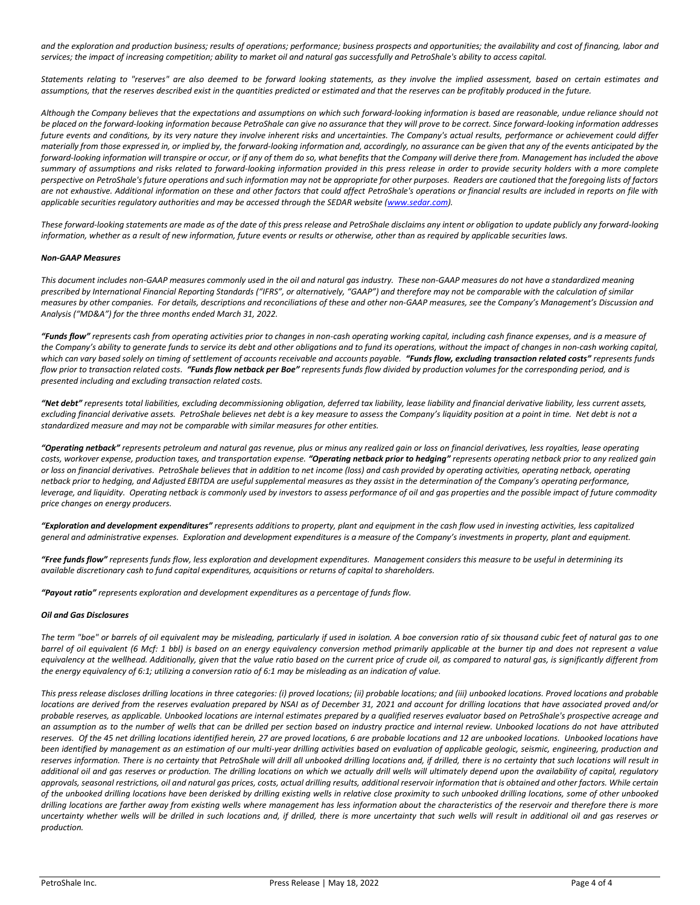*and the exploration and production business; results of operations; performance; business prospects and opportunities; the availability and cost of financing, labor and services; the impact of increasing competition; ability to market oil and natural gas successfully and PetroShale's ability to access capital.*

*Statements relating to "reserves" are also deemed to be forward looking statements, as they involve the implied assessment, based on certain estimates and assumptions, that the reserves described exist in the quantities predicted or estimated and that the reserves can be profitably produced in the future.*

*Although the Company believes that the expectations and assumptions on which such forward-looking information is based are reasonable, undue reliance should not be placed on the forward-looking information because PetroShale can give no assurance that they will prove to be correct. Since forward-looking information addresses future events and conditions, by its very nature they involve inherent risks and uncertainties. The Company's actual results, performance or achievement could differ materially from those expressed in, or implied by, the forward-looking information and, accordingly, no assurance can be given that any of the events anticipated by the forward-looking information will transpire or occur, or if any of them do so, what benefits that the Company will derive there from. Management has included the above summary of assumptions and risks related to forward-looking information provided in this press release in order to provide security holders with a more complete perspective on PetroShale's future operations and such information may not be appropriate for other purposes. Readers are cautioned that the foregoing lists of factors are not exhaustive. Additional information on these and other factors that could affect PetroShale's operations or financial results are included in reports on file with applicable securities regulatory authorities and may be accessed through the SEDAR website (www.sedar.com).*

*These forward-looking statements are made as of the date of this press release and PetroShale disclaims any intent or obligation to update publicly any forward-looking information, whether as a result of new information, future events or results or otherwise, other than as required by applicable securities laws.*

***Non-GAAP Measures***

*This document includes non-GAAP measures commonly used in the oil and natural gas industry. These non-GAAP measures do not have a standardized meaning prescribed by International Financial Reporting Standards ("IFRS", or alternatively, "GAAP") and therefore may not be comparable with the calculation of similar measures by other companies. For details, descriptions and reconciliations of these and other non-GAAP measures, see the Company's Management's Discussion and Analysis ("MD&A") for the three months ended March 31, 2022.*

***"Funds flow"** represents cash from operating activities prior to changes in non-cash operating working capital, including cash finance expenses, and is a measure of the Company's ability to generate funds to service its debt and other obligations and to fund its operations, without the impact of changes in non-cash working capital, which can vary based solely on timing of settlement of accounts receivable and accounts payable. **"Funds flow, excluding transaction related costs"** represents funds flow prior to transaction related costs. **"Funds flow netback per Boe"** represents funds flow divided by production volumes for the corresponding period, and is presented including and excluding transaction related costs.*

***"Net debt"** represents total liabilities, excluding decommissioning obligation, deferred tax liability, lease liability and financial derivative liability, less current assets, excluding financial derivative assets. PetroShale believes net debt is a key measure to assess the Company's liquidity position at a point in time. Net debt is not a standardized measure and may not be comparable with similar measures for other entities.*

***"Operating netback"** represents petroleum and natural gas revenue, plus or minus any realized gain or loss on financial derivatives, less royalties, lease operating costs, workover expense, production taxes, and transportation expense. **"Operating netback prior to hedging"** represents operating netback prior to any realized gain or loss on financial derivatives. PetroShale believes that in addition to net income (loss) and cash provided by operating activities, operating netback, operating netback prior to hedging, and Adjusted EBITDA are useful supplemental measures as they assist in the determination of the Company's operating performance, leverage, and liquidity. Operating netback is commonly used by investors to assess performance of oil and gas properties and the possible impact of future commodity price changes on energy producers.*

***"Exploration and development expenditures"** represents additions to property, plant and equipment in the cash flow used in investing activities, less capitalized general and administrative expenses. Exploration and development expenditures is a measure of the Company's investments in property, plant and equipment.*

***"Free funds flow"** represents funds flow, less exploration and development expenditures. Management considers this measure to be useful in determining its available discretionary cash to fund capital expenditures, acquisitions or returns of capital to shareholders.*

***"Payout ratio"** represents exploration and development expenditures as a percentage of funds flow.*

***Oil and Gas Disclosures***

*The term "boe" or barrels of oil equivalent may be misleading, particularly if used in isolation. A boe conversion ratio of six thousand cubic feet of natural gas to one barrel of oil equivalent (6 Mcf: 1 bbl) is based on an energy equivalency conversion method primarily applicable at the burner tip and does not represent a value equivalency at the wellhead. Additionally, given that the value ratio based on the current price of crude oil, as compared to natural gas, is significantly different from the energy equivalency of 6:1; utilizing a conversion ratio of 6:1 may be misleading as an indication of value.*

*This press release discloses drilling locations in three categories: (i) proved locations; (ii) probable locations; and (iii) unbooked locations. Proved locations and probable locations are derived from the reserves evaluation prepared by NSAI as of December 31, 2021 and account for drilling locations that have associated proved and/or probable reserves, as applicable. Unbooked locations are internal estimates prepared by a qualified reserves evaluator based on PetroShale's prospective acreage and an assumption as to the number of wells that can be drilled per section based on industry practice and internal review. Unbooked locations do not have attributed reserves. Of the 45 net drilling locations identified herein, 27 are proved locations, 6 are probable locations and 12 are unbooked locations. Unbooked locations have been identified by management as an estimation of our multi-year drilling activities based on evaluation of applicable geologic, seismic, engineering, production and reserves information. There is no certainty that PetroShale will drill all unbooked drilling locations and, if drilled, there is no certainty that such locations will result in additional oil and gas reserves or production. The drilling locations on which we actually drill wells will ultimately depend upon the availability of capital, regulatory approvals, seasonal restrictions, oil and natural gas prices, costs, actual drilling results, additional reservoir information that is obtained and other factors. While certain of the unbooked drilling locations have been derisked by drilling existing wells in relative close proximity to such unbooked drilling locations, some of other unbooked drilling locations are farther away from existing wells where management has less information about the characteristics of the reservoir and therefore there is more uncertainty whether wells will be drilled in such locations and, if drilled, there is more uncertainty that such wells will result in additional oil and gas reserves or production.*